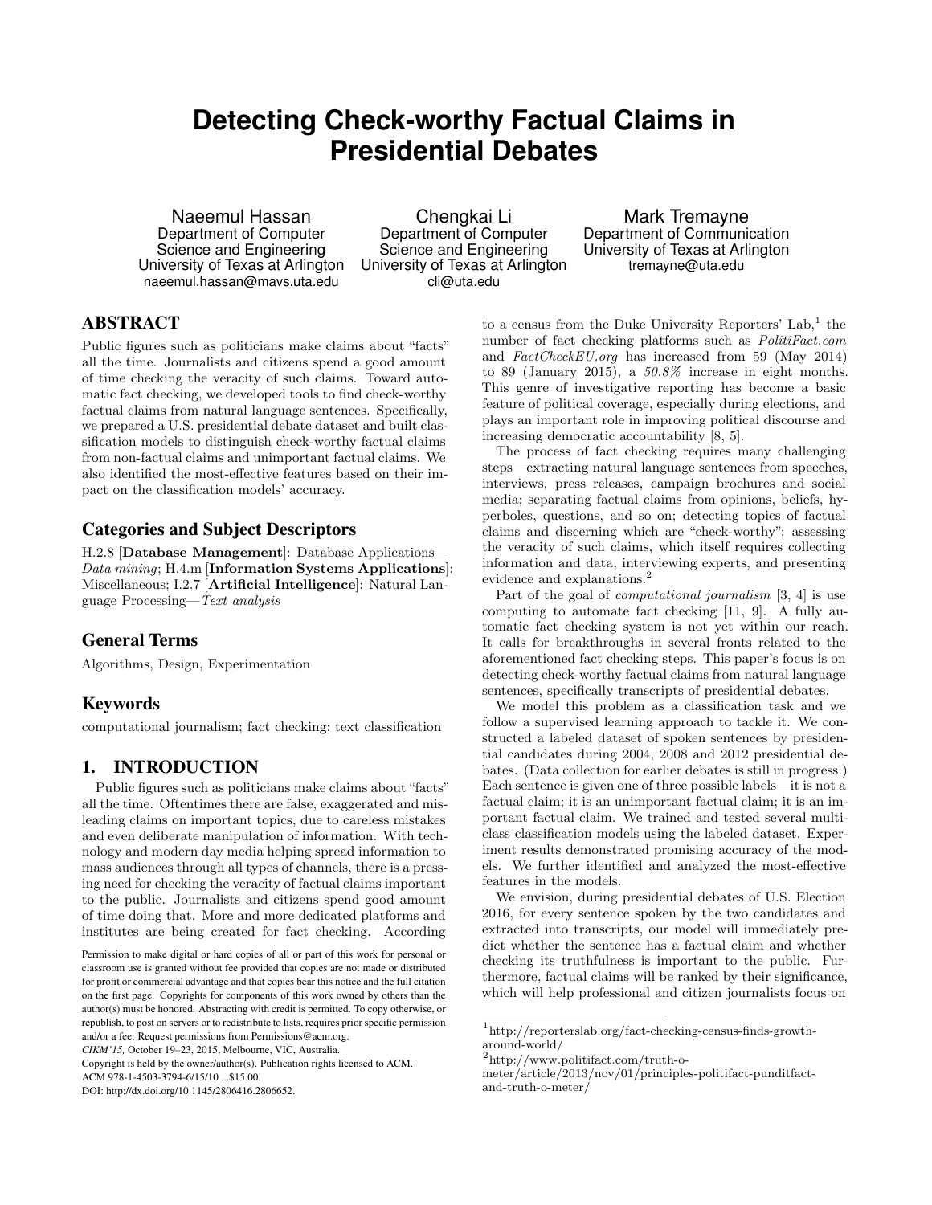# Detecting Check-worthy Factual Claims in Presidential Debates

Naeemul Hassan
Department of Computer Science and Engineering
University of Texas at Arlington
naeemul.hassan@mavs.uta.edu

Chengkai Li
Department of Computer Science and Engineering
University of Texas at Arlington
cli@uta.edu

Mark Tremayne
Department of Communication
University of Texas at Arlington
tremayne@uta.edu

## ABSTRACT

Public figures such as politicians make claims about "facts" all the time. Journalists and citizens spend a good amount of time checking the veracity of such claims. Toward automatic fact checking, we developed tools to find check-worthy factual claims from natural language sentences. Specifically, we prepared a U.S. presidential debate dataset and built classification models to distinguish check-worthy factual claims from non-factual claims and unimportant factual claims. We also identified the most-effective features based on their impact on the classification models' accuracy.

## Categories and Subject Descriptors

H.2.8 [**Database Management**]: Database Applications—*Data mining*; H.4.m [**Information Systems Applications**]: Miscellaneous; I.2.7 [**Artificial Intelligence**]: Natural Language Processing—*Text analysis*

## General Terms

Algorithms, Design, Experimentation

## Keywords

computational journalism; fact checking; text classification

## 1. INTRODUCTION

Public figures such as politicians make claims about "facts" all the time. Oftentimes there are false, exaggerated and misleading claims on important topics, due to careless mistakes and even deliberate manipulation of information. With technology and modern day media helping spread information to mass audiences through all types of channels, there is a pressing need for checking the veracity of factual claims important to the public. Journalists and citizens spend good amount of time doing that. More and more dedicated platforms and institutes are being created for fact checking. According to a census from the Duke University Reporters' Lab,[1] the number of fact checking platforms such as *PolitiFact.com* and *FactCheckEU.org* has increased from 59 (May 2014) to 89 (January 2015), a *50.8%* increase in eight months. This genre of investigative reporting has become a basic feature of political coverage, especially during elections, and plays an important role in improving political discourse and increasing democratic accountability [8, 5].

The process of fact checking requires many challenging steps—extracting natural language sentences from speeches, interviews, press releases, campaign brochures and social media; separating factual claims from opinions, beliefs, hyperboles, questions, and so on; detecting topics of factual claims and discerning which are "check-worthy"; assessing the veracity of such claims, which itself requires collecting information and data, interviewing experts, and presenting evidence and explanations.[2]

Part of the goal of *computational journalism* [3, 4] is use computing to automate fact checking [11, 9]. A fully automatic fact checking system is not yet within our reach. It calls for breakthroughs in several fronts related to the aforementioned fact checking steps. This paper's focus is on detecting check-worthy factual claims from natural language sentences, specifically transcripts of presidential debates.

We model this problem as a classification task and we follow a supervised learning approach to tackle it. We constructed a labeled dataset of spoken sentences by presidential candidates during 2004, 2008 and 2012 presidential debates. (Data collection for earlier debates is still in progress.) Each sentence is given one of three possible labels—it is not a factual claim; it is an unimportant factual claim; it is an important factual claim. We trained and tested several multi-class classification models using the labeled dataset. Experiment results demonstrated promising accuracy of the models. We further identified and analyzed the most-effective features in the models.

We envision, during presidential debates of U.S. Election 2016, for every sentence spoken by the two candidates and extracted into transcripts, our model will immediately predict whether the sentence has a factual claim and whether checking its truthfulness is important to the public. Furthermore, factual claims will be ranked by their significance, which will help professional and citizen journalists focus on

[1] http://reporterslab.org/fact-checking-census-finds-growth-around-world/

[2] http://www.politifact.com/truth-o-meter/article/2013/nov/01/principles-politifact-punditfact-and-truth-o-meter/

Permission to make digital or hard copies of all or part of this work for personal or classroom use is granted without fee provided that copies are not made or distributed for profit or commercial advantage and that copies bear this notice and the full citation on the first page. Copyrights for components of this work owned by others than the author(s) must be honored. Abstracting with credit is permitted. To copy otherwise, or republish, to post on servers or to redistribute to lists, requires prior specific permission and/or a fee. Request permissions from Permissions@acm.org.
*CIKM'15,* October 19–23, 2015, Melbourne, VIC, Australia.
Copyright is held by the owner/author(s). Publication rights licensed to ACM.
ACM 978-1-4503-3794-6/15/10 ...$15.00.
DOI: http://dx.doi.org/10.1145/2806416.2806652.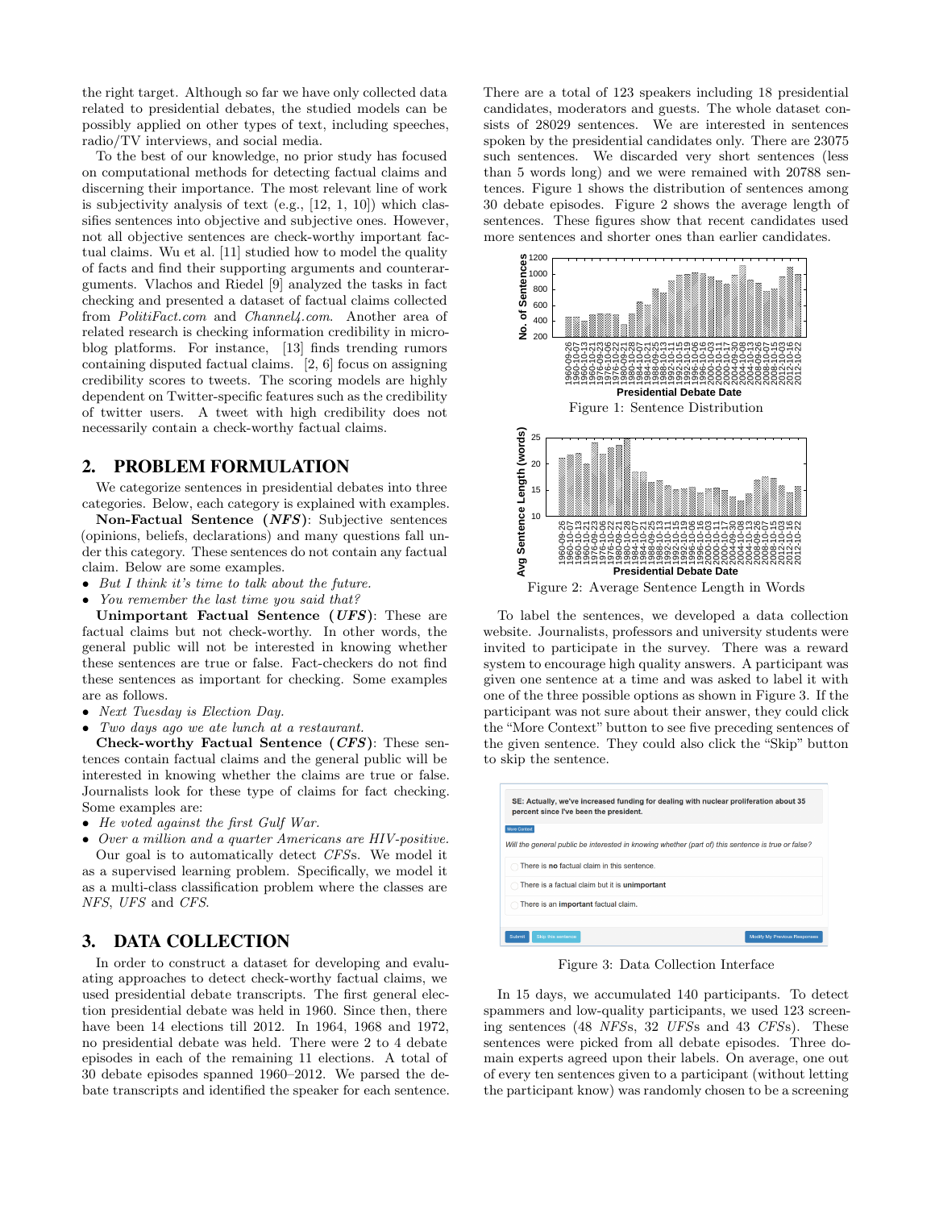the right target. Although so far we have only collected data related to presidential debates, the studied models can be possibly applied on other types of text, including speeches, radio/TV interviews, and social media.

To the best of our knowledge, no prior study has focused on computational methods for detecting factual claims and discerning their importance. The most relevant line of work is subjectivity analysis of text (e.g., [12, 1, 10]) which classifies sentences into objective and subjective ones. However, not all objective sentences are check-worthy important factual claims. Wu et al. [11] studied how to model the quality of facts and find their supporting arguments and counterarguments. Vlachos and Riedel [9] analyzed the tasks in fact checking and presented a dataset of factual claims collected from *PolitiFact.com* and *Channel4.com*. Another area of related research is checking information credibility in microblog platforms. For instance, [13] finds trending rumors containing disputed factual claims. [2, 6] focus on assigning credibility scores to tweets. The scoring models are highly dependent on Twitter-specific features such as the credibility of twitter users. A tweet with high credibility does not necessarily contain a check-worthy factual claims.

## 2. PROBLEM FORMULATION

We categorize sentences in presidential debates into three categories. Below, each category is explained with examples.

**Non-Factual Sentence (*NFS*)**: Subjective sentences (opinions, beliefs, declarations) and many questions fall under this category. These sentences do not contain any factual claim. Below are some examples.

- *But I think it's time to talk about the future.*
- *You remember the last time you said that?*

**Unimportant Factual Sentence (*UFS*)**: These are factual claims but not check-worthy. In other words, the general public will not be interested in knowing whether these sentences are true or false. Fact-checkers do not find these sentences as important for checking. Some examples are as follows.

- *Next Tuesday is Election Day.*
- *Two days ago we ate lunch at a restaurant.*

**Check-worthy Factual Sentence (*CFS*)**: These sentences contain factual claims and the general public will be interested in knowing whether the claims are true or false. Journalists look for these type of claims for fact checking. Some examples are:

- *He voted against the first Gulf War.*
- *Over a million and a quarter Americans are HIV-positive.*

Our goal is to automatically detect *CFS*s. We model it as a supervised learning problem. Specifically, we model it as a multi-class classification problem where the classes are *NFS*, *UFS* and *CFS*.

## 3. DATA COLLECTION

In order to construct a dataset for developing and evaluating approaches to detect check-worthy factual claims, we used presidential debate transcripts. The first general election presidential debate was held in 1960. Since then, there have been 14 elections till 2012. In 1964, 1968 and 1972, no presidential debate was held. There were 2 to 4 debate episodes in each of the remaining 11 elections. A total of 30 debate episodes spanned 1960–2012. We parsed the debate transcripts and identified the speaker for each sentence. There are a total of 123 speakers including 18 presidential candidates, moderators and guests. The whole dataset consists of 28029 sentences. We are interested in sentences spoken by the presidential candidates only. There are 23075 such sentences. We discarded very short sentences (less than 5 words long) and we were remained with 20788 sentences. Figure 1 shows the distribution of sentences among 30 debate episodes. Figure 2 shows the average length of sentences. These figures show that recent candidates used more sentences and shorter ones than earlier candidates.

Figure 1: Sentence Distribution

Figure 2: Average Sentence Length in Words

To label the sentences, we developed a data collection website. Journalists, professors and university students were invited to participate in the survey. There was a reward system to encourage high quality answers. A participant was given one sentence at a time and was asked to label it with one of the three possible options as shown in Figure 3. If the participant was not sure about their answer, they could click the "More Context" button to see five preceding sentences of the given sentence. They could also click the "Skip" button to skip the sentence.

Figure 3: Data Collection Interface

In 15 days, we accumulated 140 participants. To detect spammers and low-quality participants, we used 123 screening sentences (48 *NFS*s, 32 *UFS*s and 43 *CFS*s). These sentences were picked from all debate episodes. Three domain experts agreed upon their labels. On average, one out of every ten sentences given to a participant (without letting the participant know) was randomly chosen to be a screening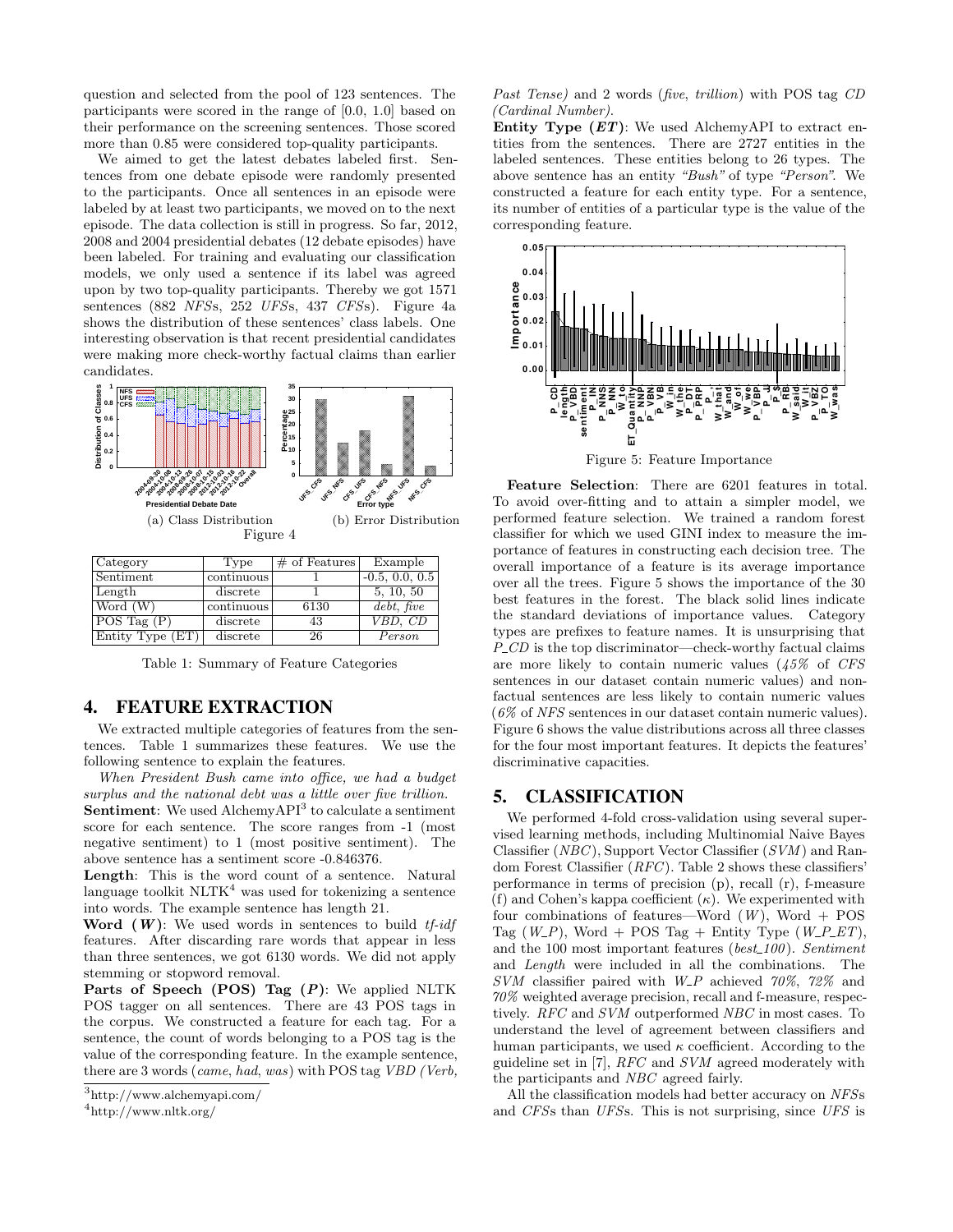question and selected from the pool of 123 sentences. The participants were scored in the range of [0.0, 1.0] based on their performance on the screening sentences. Those scored more than 0.85 were considered top-quality participants.

We aimed to get the latest debates labeled first. Sentences from one debate episode were randomly presented to the participants. Once all sentences in an episode were labeled by at least two participants, we moved on to the next episode. The data collection is still in progress. So far, 2012, 2008 and 2004 presidential debates (12 debate episodes) have been labeled. For training and evaluating our classification models, we only used a sentence if its label was agreed upon by two top-quality participants. Thereby we got 1571 sentences (882 *NFS*s, 252 *UFS*s, 437 *CFS*s). Figure 4a shows the distribution of these sentences' class labels. One interesting observation is that recent presidential candidates were making more check-worthy factual claims than earlier candidates.

(a) Class Distribution (b) Error Distribution

Figure 4

| Category | Type | # of Features | Example |
|---|---|---|---|
| Sentiment | continuous | 1 | -0.5, 0.0, 0.5 |
| Length | discrete | 1 | 5, 10, 50 |
| Word (W) | continuous | 6130 | *debt*, *five* |
| POS Tag (P) | discrete | 43 | *VBD*, *CD* |
| Entity Type (ET) | discrete | 26 | *Person* |

Table 1: Summary of Feature Categories

## 4. FEATURE EXTRACTION

We extracted multiple categories of features from the sentences. Table 1 summarizes these features. We use the following sentence to explain the features.

*When President Bush came into office, we had a budget surplus and the national debt was a little over five trillion.*

**Sentiment**: We used AlchemyAPI[3] to calculate a sentiment score for each sentence. The score ranges from -1 (most negative sentiment) to 1 (most positive sentiment). The above sentence has a sentiment score -0.846376.

**Length**: This is the word count of a sentence. Natural language toolkit NLTK[4] was used for tokenizing a sentence into words. The example sentence has length 21.

**Word (*W*)**: We used words in sentences to build *tf-idf* features. After discarding rare words that appear in less than three sentences, we got 6130 words. We did not apply stemming or stopword removal.

**Parts of Speech (POS) Tag (*P*)**: We applied NLTK POS tagger on all sentences. There are 43 POS tags in the corpus. We constructed a feature for each tag. For a sentence, the count of words belonging to a POS tag is the value of the corresponding feature. In the example sentence, there are 3 words (*came*, *had*, *was*) with POS tag *VBD (Verb, Past Tense)* and 2 words (*five*, *trillion*) with POS tag *CD (Cardinal Number)*.

**Entity Type (*ET*)**: We used AlchemyAPI to extract entities from the sentences. There are 2727 entities in the labeled sentences. These entities belong to 26 types. The above sentence has an entity *"Bush"* of type *"Person"*. We constructed a feature for each entity type. For a sentence, its number of entities of a particular type is the value of the corresponding feature.

Figure 5: Feature Importance

**Feature Selection**: There are 6201 features in total. To avoid over-fitting and to attain a simpler model, we performed feature selection. We trained a random forest classifier for which we used GINI index to measure the importance of features in constructing each decision tree. The overall importance of a feature is its average importance over all the trees. Figure 5 shows the importance of the 30 best features in the forest. The black solid lines indicate the standard deviations of importance values. Category types are prefixes to feature names. It is unsurprising that *P_CD* is the top discriminator—check-worthy factual claims are more likely to contain numeric values (*45%* of *CFS* sentences in our dataset contain numeric values) and non-factual sentences are less likely to contain numeric values (*6%* of *NFS* sentences in our dataset contain numeric values). Figure 6 shows the value distributions across all three classes for the four most important features. It depicts the features' discriminative capacities.

## 5. CLASSIFICATION

We performed 4-fold cross-validation using several supervised learning methods, including Multinomial Naive Bayes Classifier (*NBC*), Support Vector Classifier (*SVM*) and Random Forest Classifier (*RFC*). Table 2 shows these classifiers' performance in terms of precision (p), recall (r), f-measure (f) and Cohen's kappa coefficient ($\kappa$). We experimented with four combinations of features—Word (*W*), Word + POS Tag (*W_P*), Word + POS Tag + Entity Type (*W_P_ET*), and the 100 most important features (*best_100*). *Sentiment* and *Length* were included in all the combinations. The *SVM* classifier paired with *W_P* achieved *70%*, *72%* and *70%* weighted average precision, recall and f-measure, respectively. *RFC* and *SVM* outperformed *NBC* in most cases. To understand the level of agreement between classifiers and human participants, we used $\kappa$ coefficient. According to the guideline set in [7], *RFC* and *SVM* agreed moderately with the participants and *NBC* agreed fairly.

All the classification models had better accuracy on *NFS*s and *CFS*s than *UFS*s. This is not surprising, since *UFS* is

[3] http://www.alchemyapi.com/

[4] http://www.nltk.org/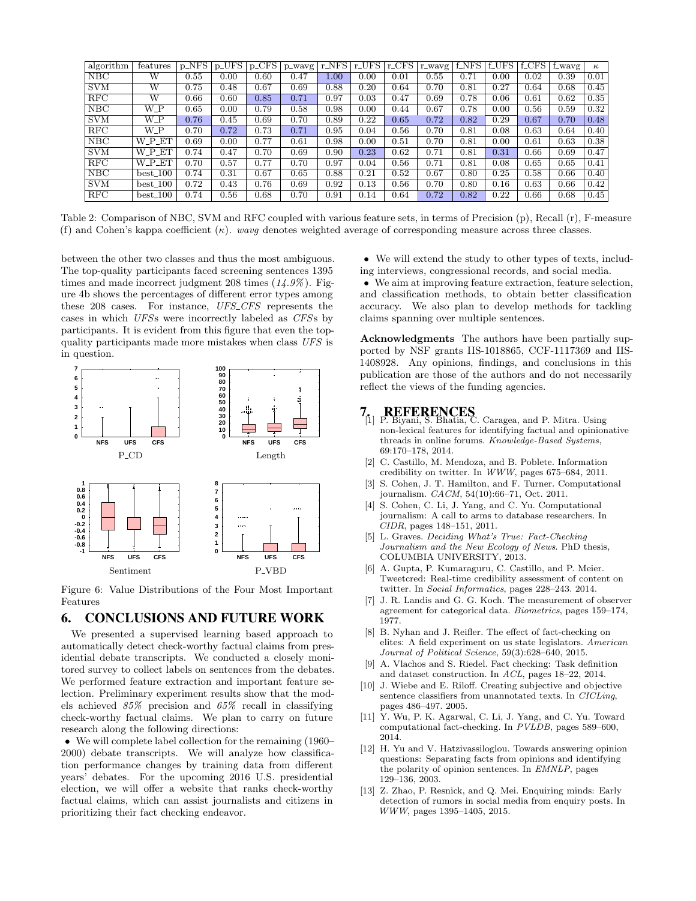| algorithm | features | p_NFS | p_UFS | p_CFS | p_wavg | r_NFS | r_UFS | r_CFS | r_wavg | f_NFS | f_UFS | f_CFS | f_wavg | $\kappa$ |
|---|---|---|---|---|---|---|---|---|---|---|---|---|---|---|
| NBC | W | 0.55 | 0.00 | 0.60 | 0.47 | 1.00 | 0.00 | 0.01 | 0.55 | 0.71 | 0.00 | 0.02 | 0.39 | 0.01 |
| SVM | W | 0.75 | 0.48 | 0.67 | 0.69 | 0.88 | 0.20 | 0.64 | 0.70 | 0.81 | 0.27 | 0.64 | 0.68 | 0.45 |
| RFC | W | 0.66 | 0.60 | 0.85 | 0.71 | 0.97 | 0.03 | 0.47 | 0.69 | 0.78 | 0.06 | 0.61 | 0.62 | 0.35 |
| NBC | W_P | 0.65 | 0.00 | 0.79 | 0.58 | 0.98 | 0.00 | 0.44 | 0.67 | 0.78 | 0.00 | 0.56 | 0.59 | 0.32 |
| SVM | W_P | 0.76 | 0.45 | 0.69 | 0.70 | 0.89 | 0.22 | 0.65 | 0.72 | 0.82 | 0.29 | 0.67 | 0.70 | 0.48 |
| RFC | W_P | 0.70 | 0.72 | 0.73 | 0.71 | 0.95 | 0.04 | 0.56 | 0.70 | 0.81 | 0.08 | 0.63 | 0.64 | 0.40 |
| NBC | W_P_ET | 0.69 | 0.00 | 0.77 | 0.61 | 0.98 | 0.00 | 0.51 | 0.70 | 0.81 | 0.00 | 0.61 | 0.63 | 0.38 |
| SVM | W_P_ET | 0.74 | 0.47 | 0.70 | 0.69 | 0.90 | 0.23 | 0.62 | 0.71 | 0.81 | 0.31 | 0.66 | 0.69 | 0.47 |
| RFC | W_P_ET | 0.70 | 0.57 | 0.77 | 0.70 | 0.97 | 0.04 | 0.56 | 0.71 | 0.81 | 0.08 | 0.65 | 0.65 | 0.41 |
| NBC | best_100 | 0.74 | 0.31 | 0.67 | 0.65 | 0.88 | 0.21 | 0.52 | 0.67 | 0.80 | 0.25 | 0.58 | 0.66 | 0.40 |
| SVM | best_100 | 0.72 | 0.43 | 0.76 | 0.69 | 0.92 | 0.13 | 0.56 | 0.70 | 0.80 | 0.16 | 0.63 | 0.66 | 0.42 |
| RFC | best_100 | 0.74 | 0.56 | 0.68 | 0.70 | 0.91 | 0.14 | 0.64 | 0.72 | 0.82 | 0.22 | 0.66 | 0.68 | 0.45 |

Table 2: Comparison of NBC, SVM and RFC coupled with various feature sets, in terms of Precision (p), Recall (r), F-measure (f) and Cohen's kappa coefficient ($\kappa$). *wavg* denotes weighted average of corresponding measure across three classes.

between the other two classes and thus the most ambiguous. The top-quality participants faced screening sentences 1395 times and made incorrect judgment 208 times (*14.9%*). Figure 4b shows the percentages of different error types among these 208 cases. For instance, *UFS_CFS* represents the cases in which *UFS*s were incorrectly labeled as *CFS*s by participants. It is evident from this figure that even the top-quality participants made more mistakes when class *UFS* is in question.

P_CD

Length

Sentiment

P_VBD

Figure 6: Value Distributions of the Four Most Important Features

## 6. CONCLUSIONS AND FUTURE WORK

We presented a supervised learning based approach to automatically detect check-worthy factual claims from presidential debate transcripts. We conducted a closely monitored survey to collect labels on sentences from the debates. We performed feature extraction and important feature selection. Preliminary experiment results show that the models achieved *85%* precision and *65%* recall in classifying check-worthy factual claims. We plan to carry on future research along the following directions:

- We will complete label collection for the remaining (1960–2000) debate transcripts. We will analyze how classification performance changes by training data from different years' debates. For the upcoming 2016 U.S. presidential election, we will offer a website that ranks check-worthy factual claims, which can assist journalists and citizens in prioritizing their fact checking endeavor.
- We will extend the study to other types of texts, including interviews, congressional records, and social media.
- We aim at improving feature extraction, feature selection, and classification methods, to obtain better classification accuracy. We also plan to develop methods for tackling claims spanning over multiple sentences.

**Acknowledgments** The authors have been partially supported by NSF grants IIS-1018865, CCF-1117369 and IIS-1408928. Any opinions, findings, and conclusions in this publication are those of the authors and do not necessarily reflect the views of the funding agencies.

## 7. REFERENCES

[1] P. Biyani, S. Bhatia, C. Caragea, and P. Mitra. Using non-lexical features for identifying factual and opinionative threads in online forums. *Knowledge-Based Systems*, 69:170–178, 2014.

[2] C. Castillo, M. Mendoza, and B. Poblete. Information credibility on twitter. In *WWW*, pages 675–684, 2011.

[3] S. Cohen, J. T. Hamilton, and F. Turner. Computational journalism. *CACM*, 54(10):66–71, Oct. 2011.

[4] S. Cohen, C. Li, J. Yang, and C. Yu. Computational journalism: A call to arms to database researchers. In *CIDR*, pages 148–151, 2011.

[5] L. Graves. *Deciding What's True: Fact-Checking Journalism and the New Ecology of News*. PhD thesis, COLUMBIA UNIVERSITY, 2013.

[6] A. Gupta, P. Kumaraguru, C. Castillo, and P. Meier. Tweetcred: Real-time credibility assessment of content on twitter. In *Social Informatics*, pages 228–243. 2014.

[7] J. R. Landis and G. G. Koch. The measurement of observer agreement for categorical data. *Biometrics*, pages 159–174, 1977.

[8] B. Nyhan and J. Reifler. The effect of fact-checking on elites: A field experiment on us state legislators. *American Journal of Political Science*, 59(3):628–640, 2015.

[9] A. Vlachos and S. Riedel. Fact checking: Task definition and dataset construction. In *ACL*, pages 18–22, 2014.

[10] J. Wiebe and E. Riloff. Creating subjective and objective sentence classifiers from unannotated texts. In *CICLing*, pages 486–497. 2005.

[11] Y. Wu, P. K. Agarwal, C. Li, J. Yang, and C. Yu. Toward computational fact-checking. In *PVLDB*, pages 589–600, 2014.

[12] H. Yu and V. Hatzivassiloglou. Towards answering opinion questions: Separating facts from opinions and identifying the polarity of opinion sentences. In *EMNLP*, pages 129–136, 2003.

[13] Z. Zhao, P. Resnick, and Q. Mei. Enquiring minds: Early detection of rumors in social media from enquiry posts. In *WWW*, pages 1395–1405, 2015.